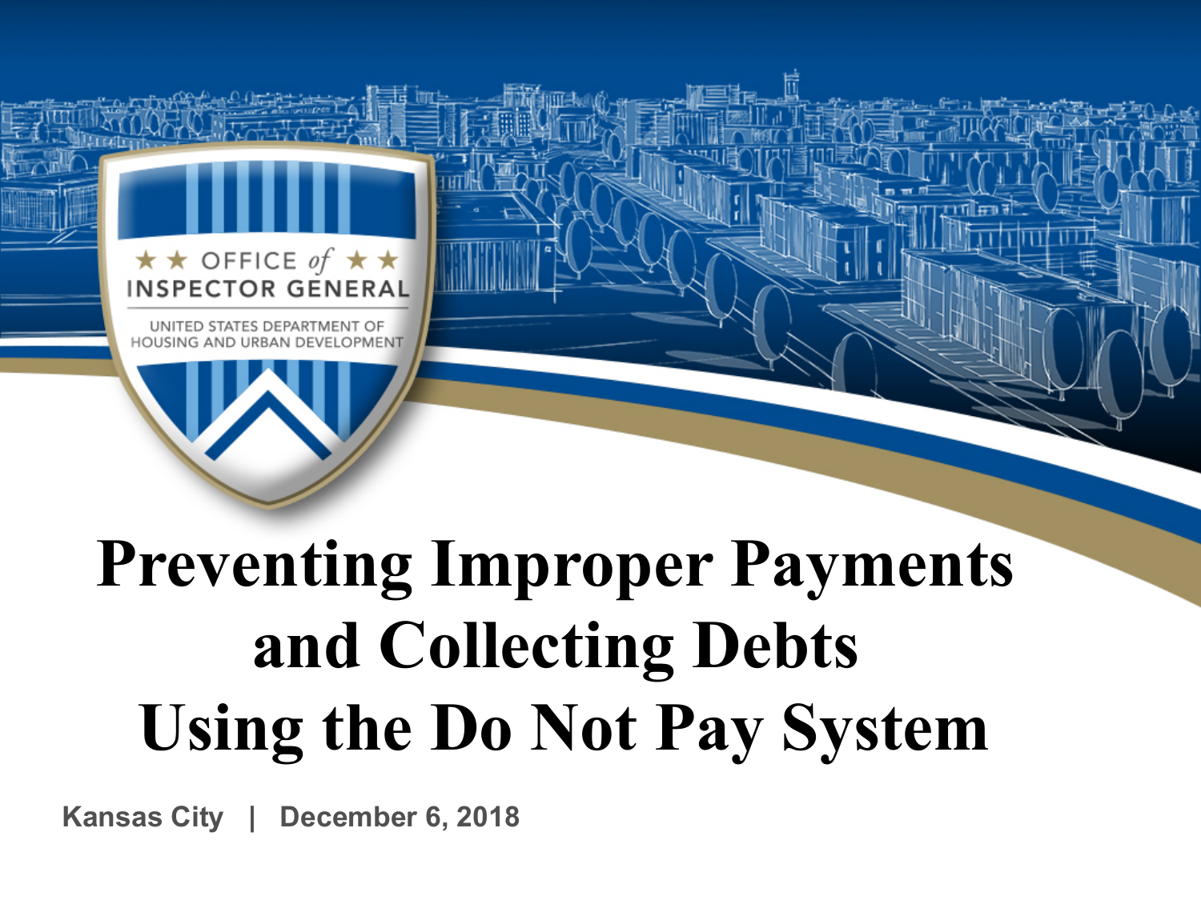OFFICE of INSPECTOR GENERAL

UNITED STATES DEPARTMENT OF HOUSING AND URBAN DEVELOPMENT

# Preventing Improper Payments and Collecting Debts Using the Do Not Pay System

**Kansas City | December 6, 2018**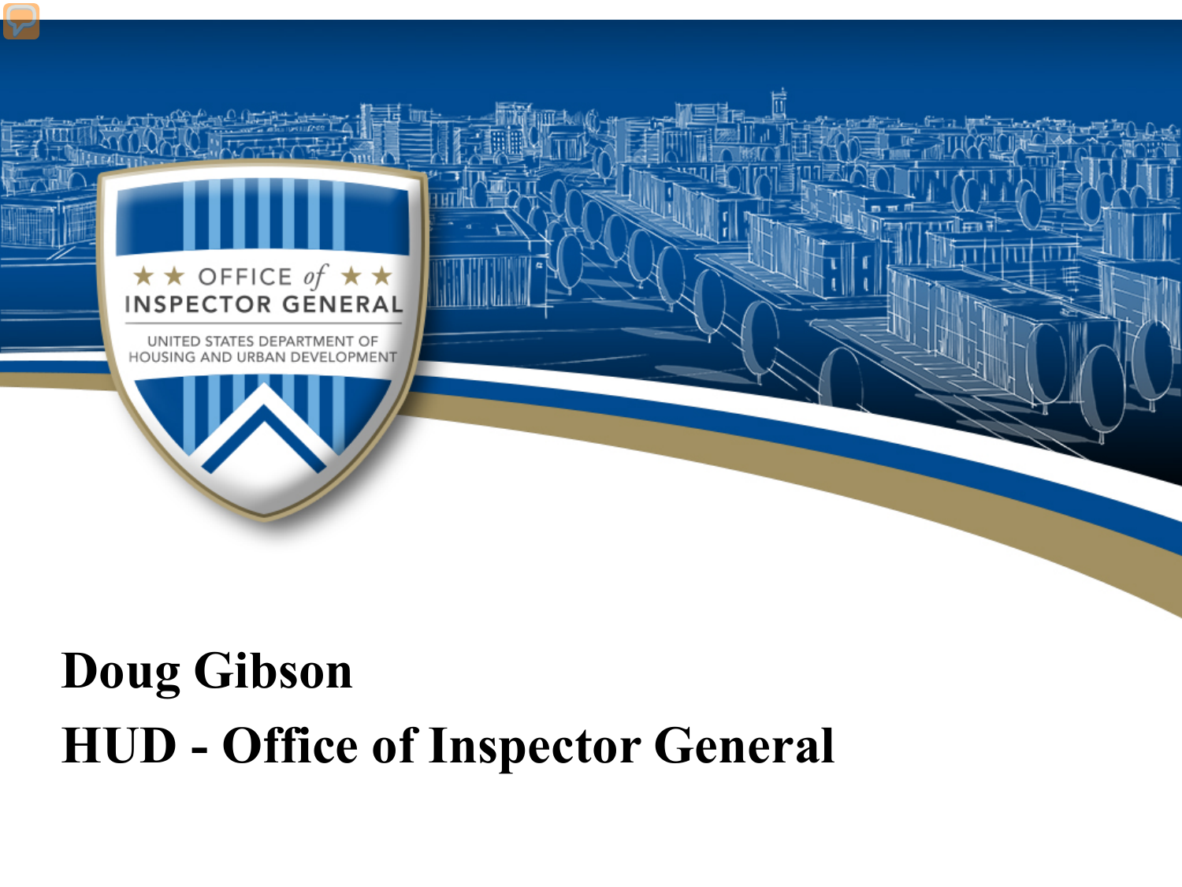**Doug Gibson**

**HUD - Office of Inspector General**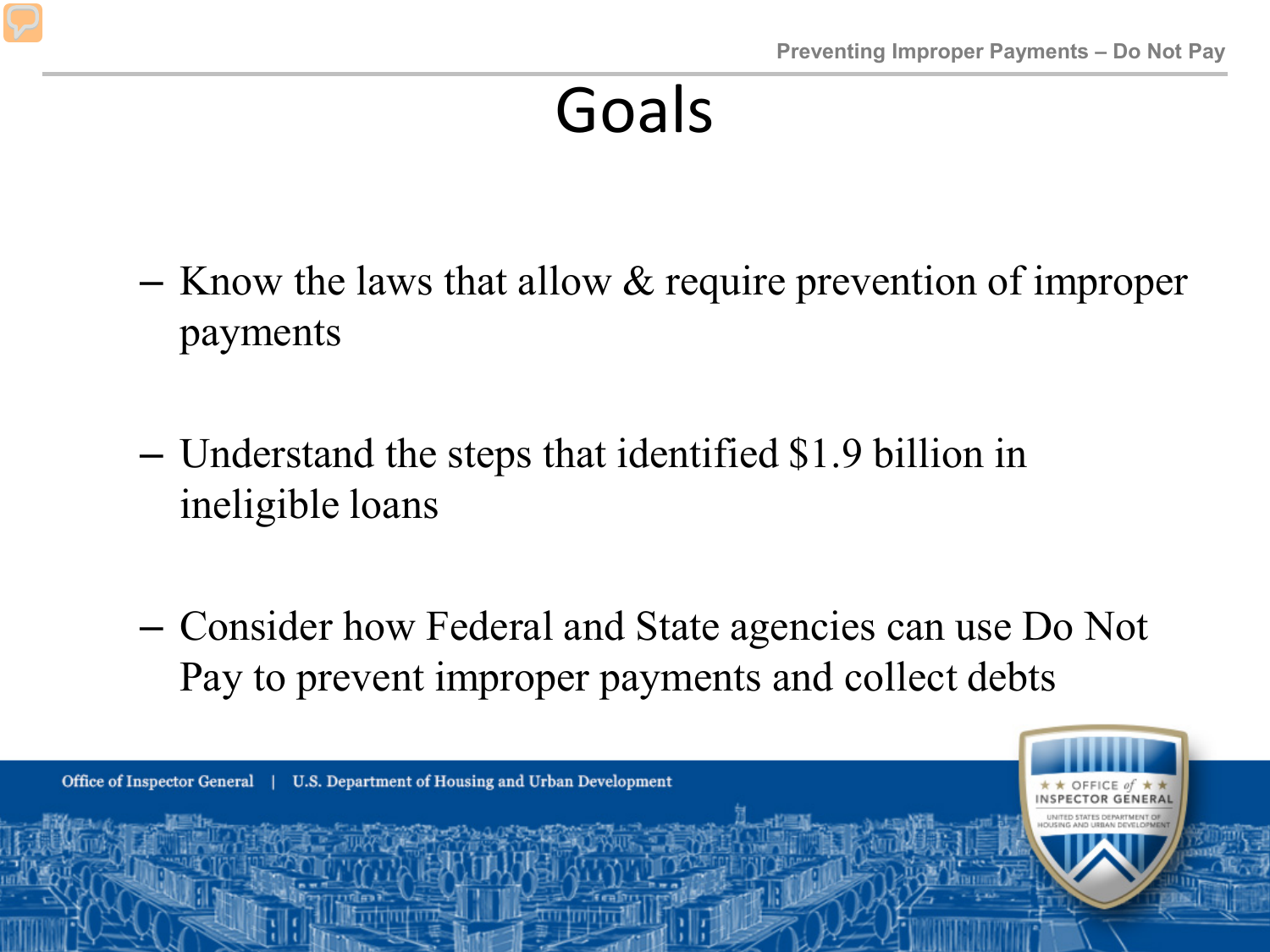# Goals

- Know the laws that allow & require prevention of improper payments
- Understand the steps that identified $1.9 billion in ineligible loans
- Consider how Federal and State agencies can use Do Not Pay to prevent improper payments and collect debts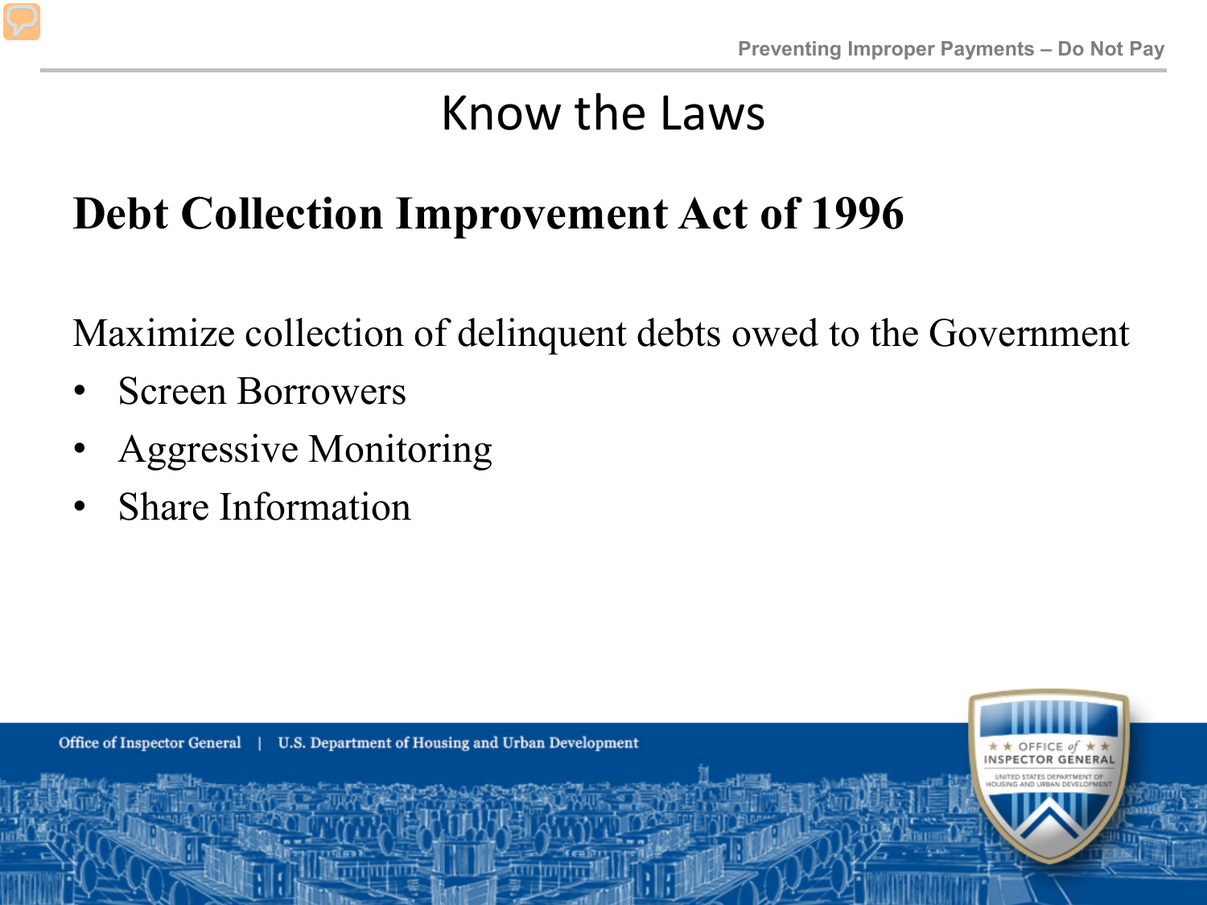# Know the Laws

## Debt Collection Improvement Act of 1996

Maximize collection of delinquent debts owed to the Government

- Screen Borrowers
- Aggressive Monitoring
- Share Information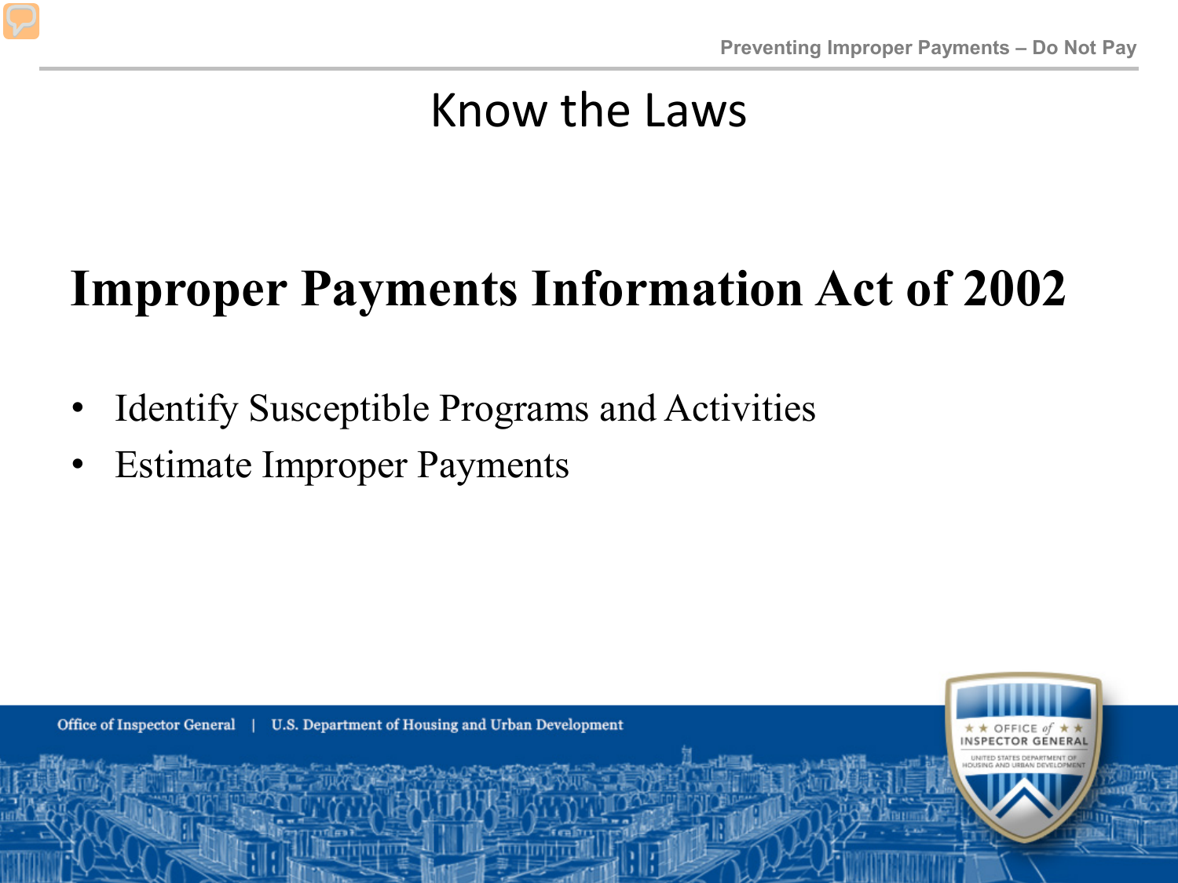# Know the Laws

## Improper Payments Information Act of 2002

- Identify Susceptible Programs and Activities
- Estimate Improper Payments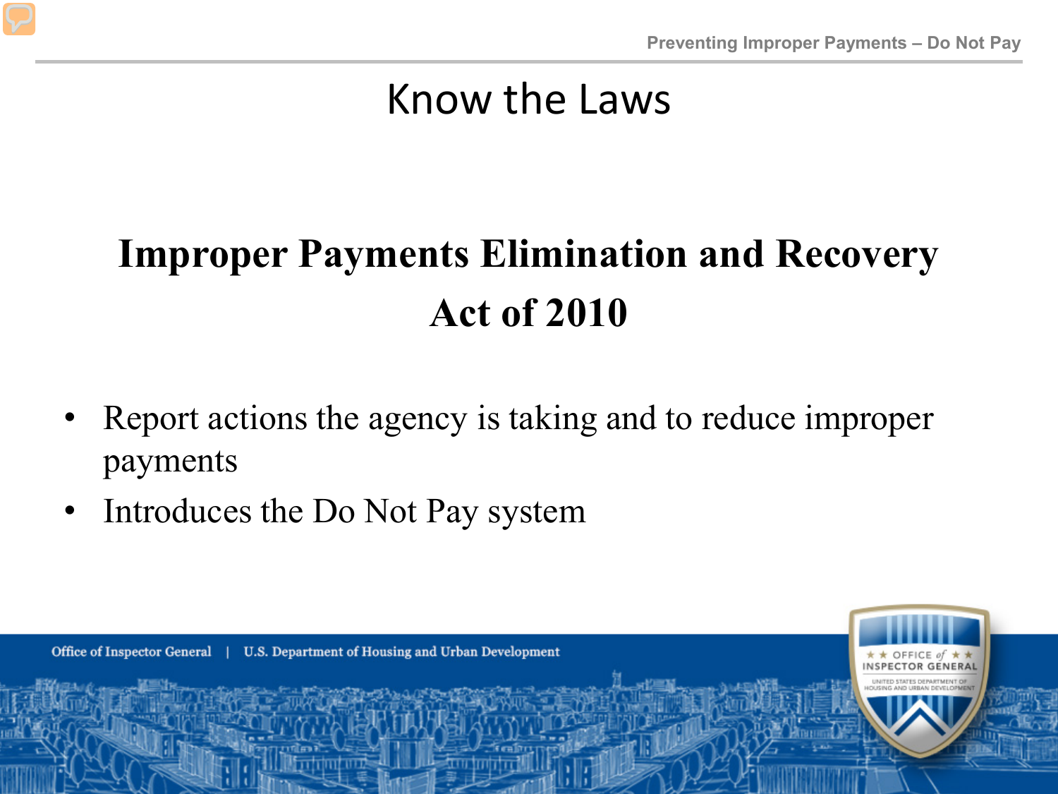# Know the Laws

## Improper Payments Elimination and Recovery Act of 2010

- Report actions the agency is taking and to reduce improper payments
- Introduces the Do Not Pay system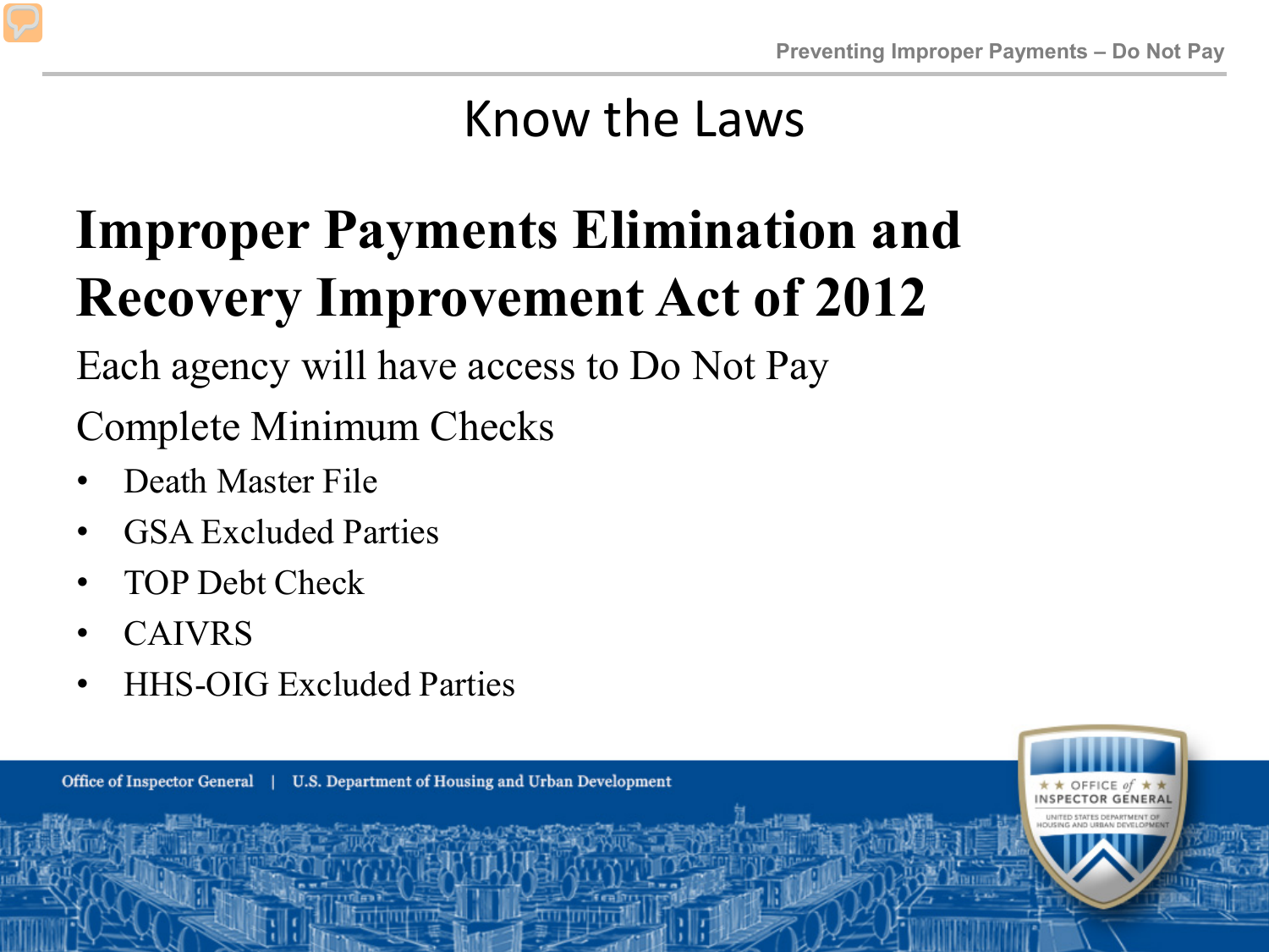# Know the Laws

## Improper Payments Elimination and Recovery Improvement Act of 2012

Each agency will have access to Do Not Pay

Complete Minimum Checks

- Death Master File
- GSA Excluded Parties
- TOP Debt Check
- CAIVRS
- HHS-OIG Excluded Parties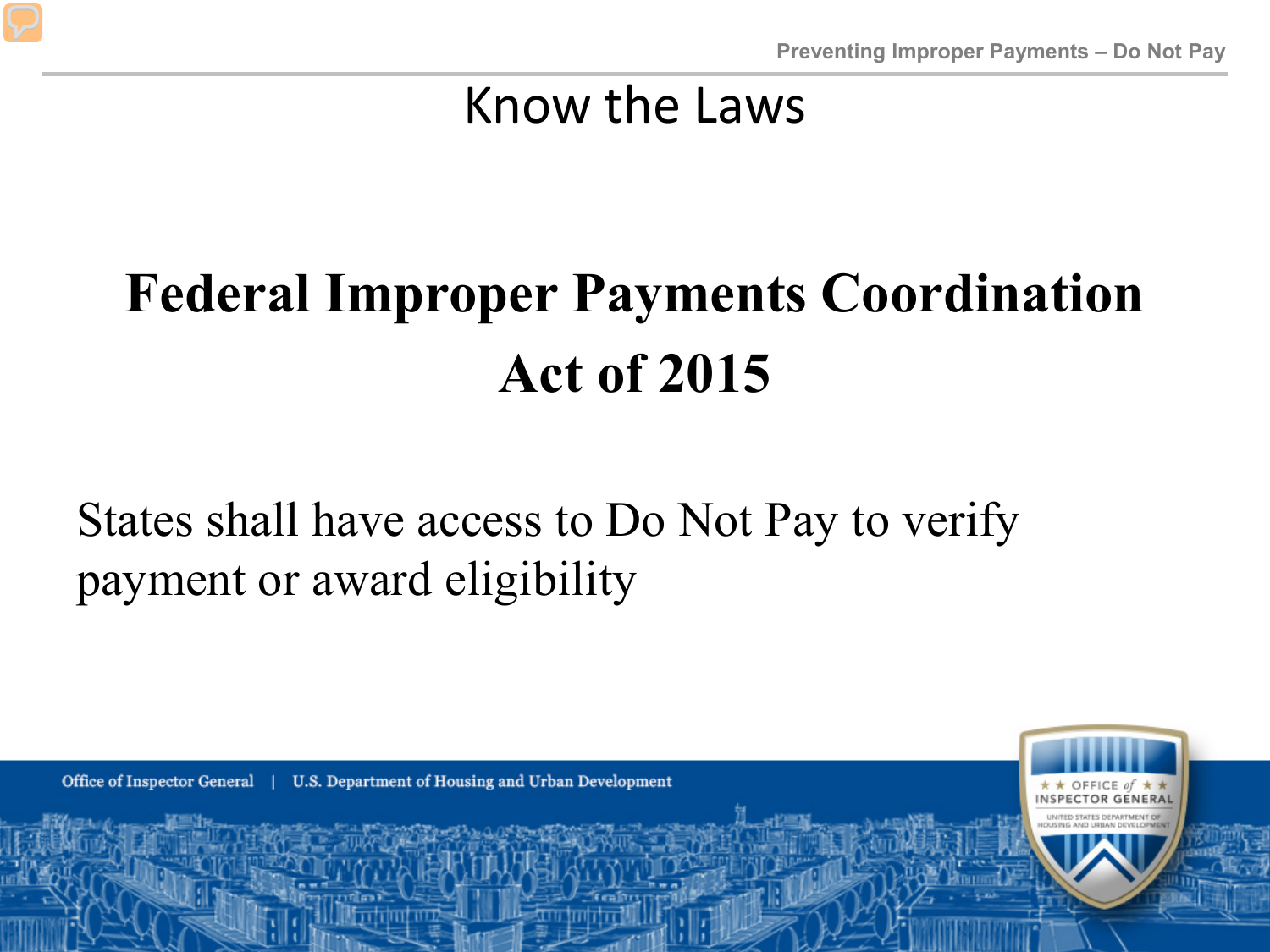# Know the Laws

## Federal Improper Payments Coordination Act of 2015

States shall have access to Do Not Pay to verify payment or award eligibility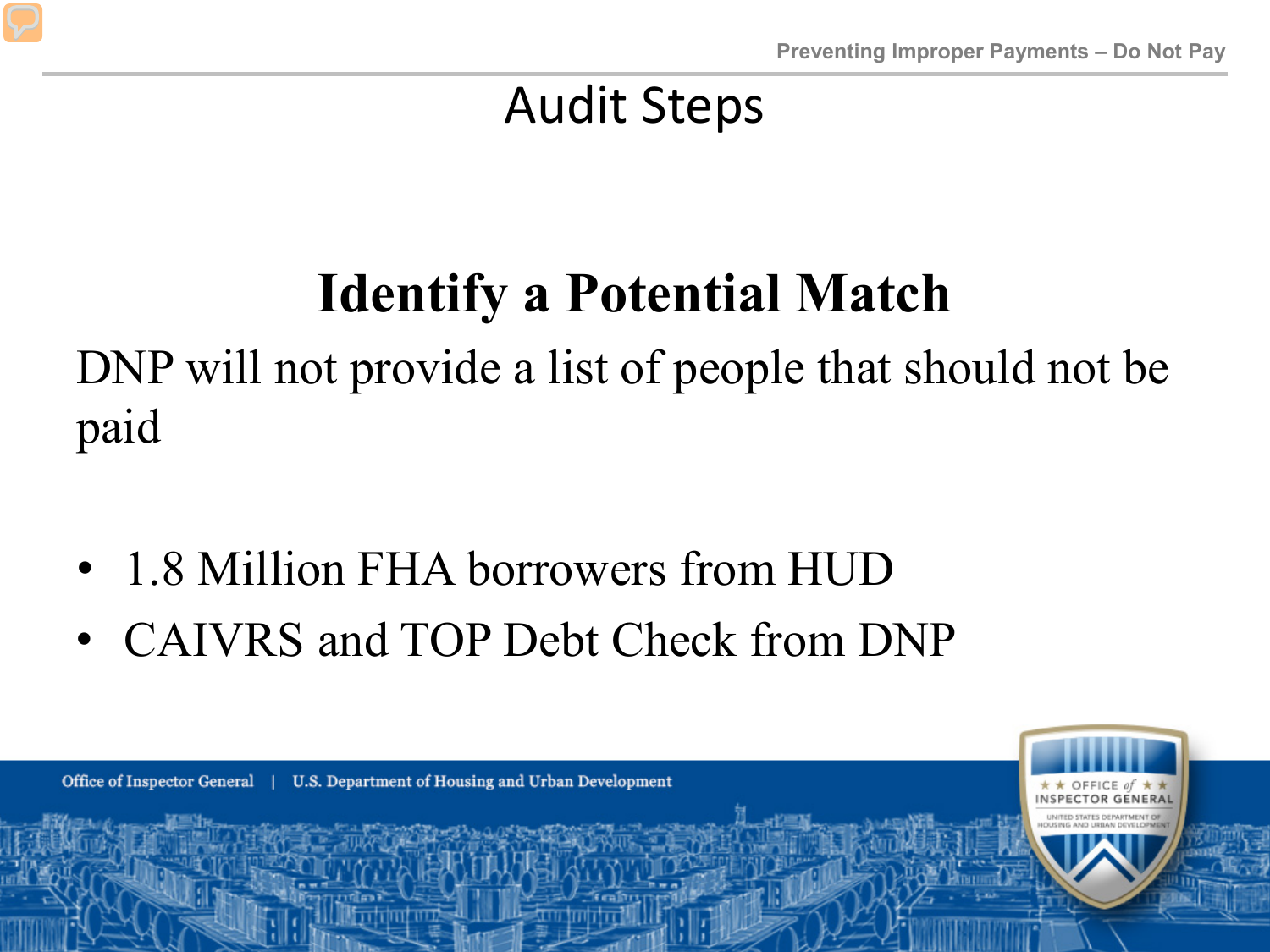# Audit Steps

## Identify a Potential Match

DNP will not provide a list of people that should not be paid

- 1.8 Million FHA borrowers from HUD
- CAIVRS and TOP Debt Check from DNP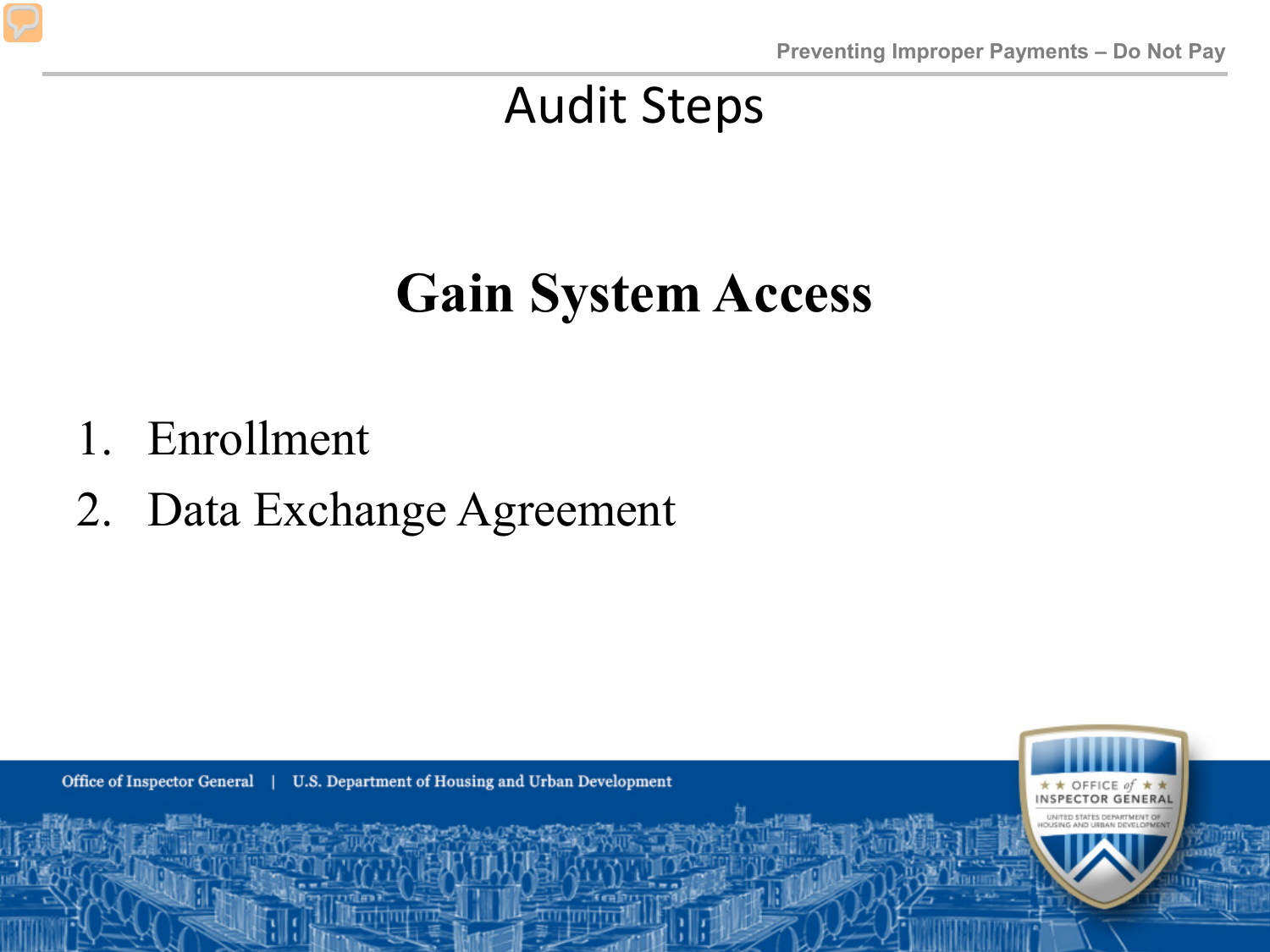# Audit Steps

## Gain System Access

1. Enrollment
2. Data Exchange Agreement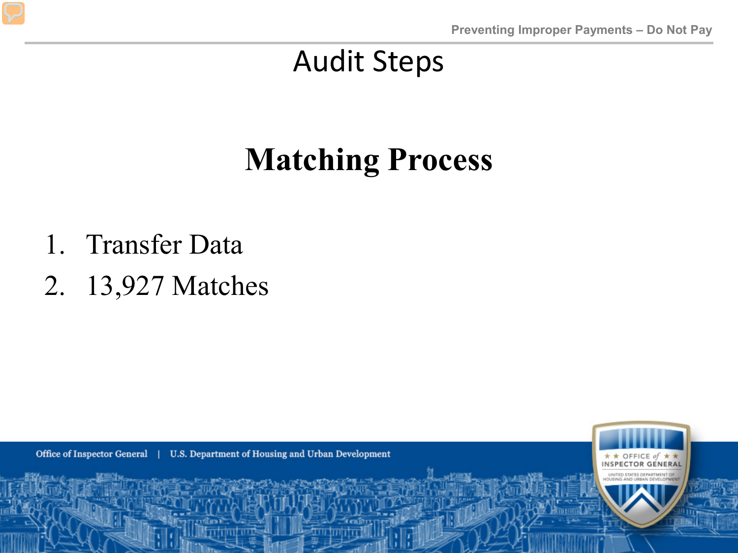# Audit Steps

## Matching Process

1. Transfer Data
2. 13,927 Matches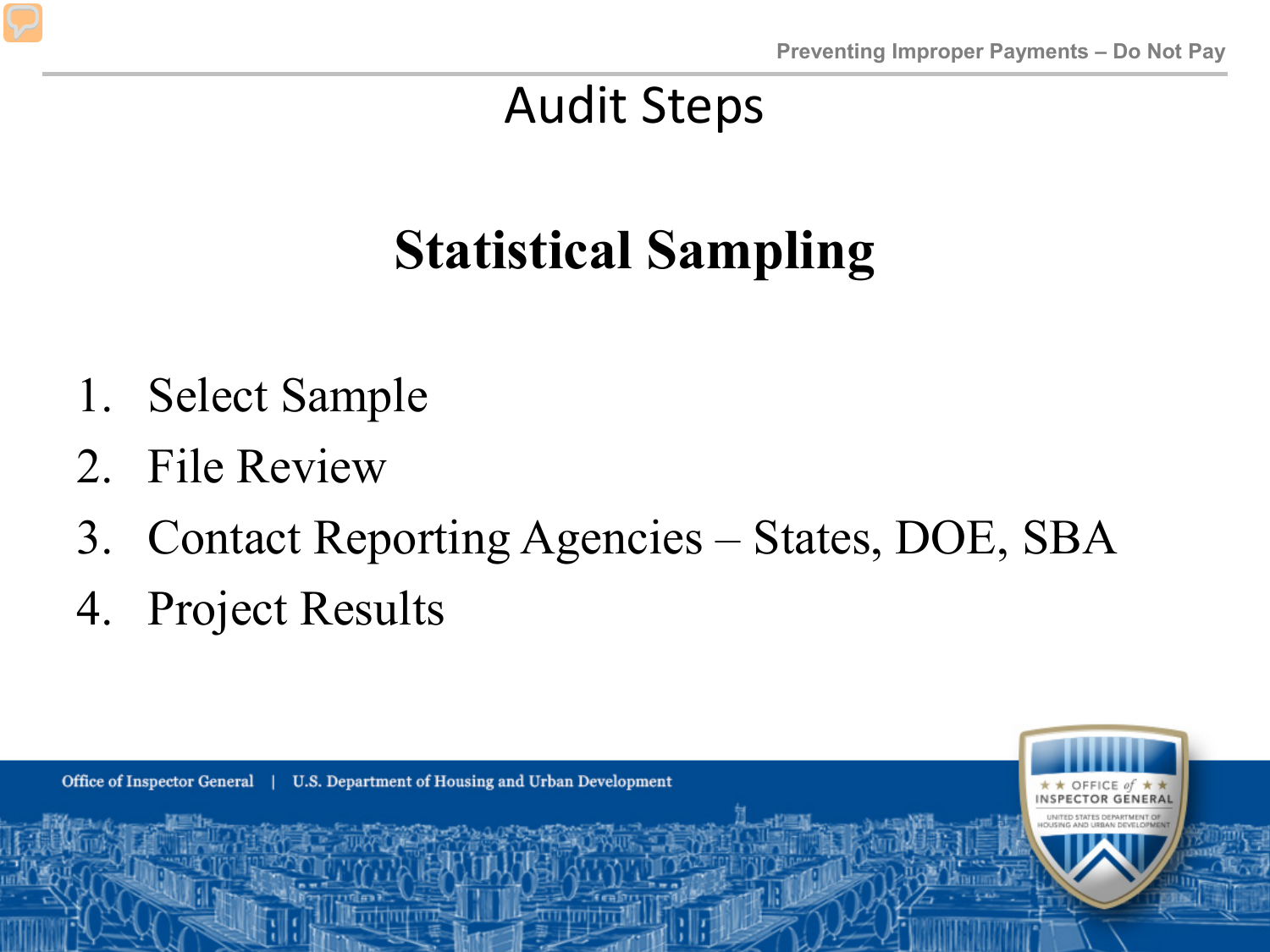# Audit Steps

## Statistical Sampling

1. Select Sample
2. File Review
3. Contact Reporting Agencies – States, DOE, SBA
4. Project Results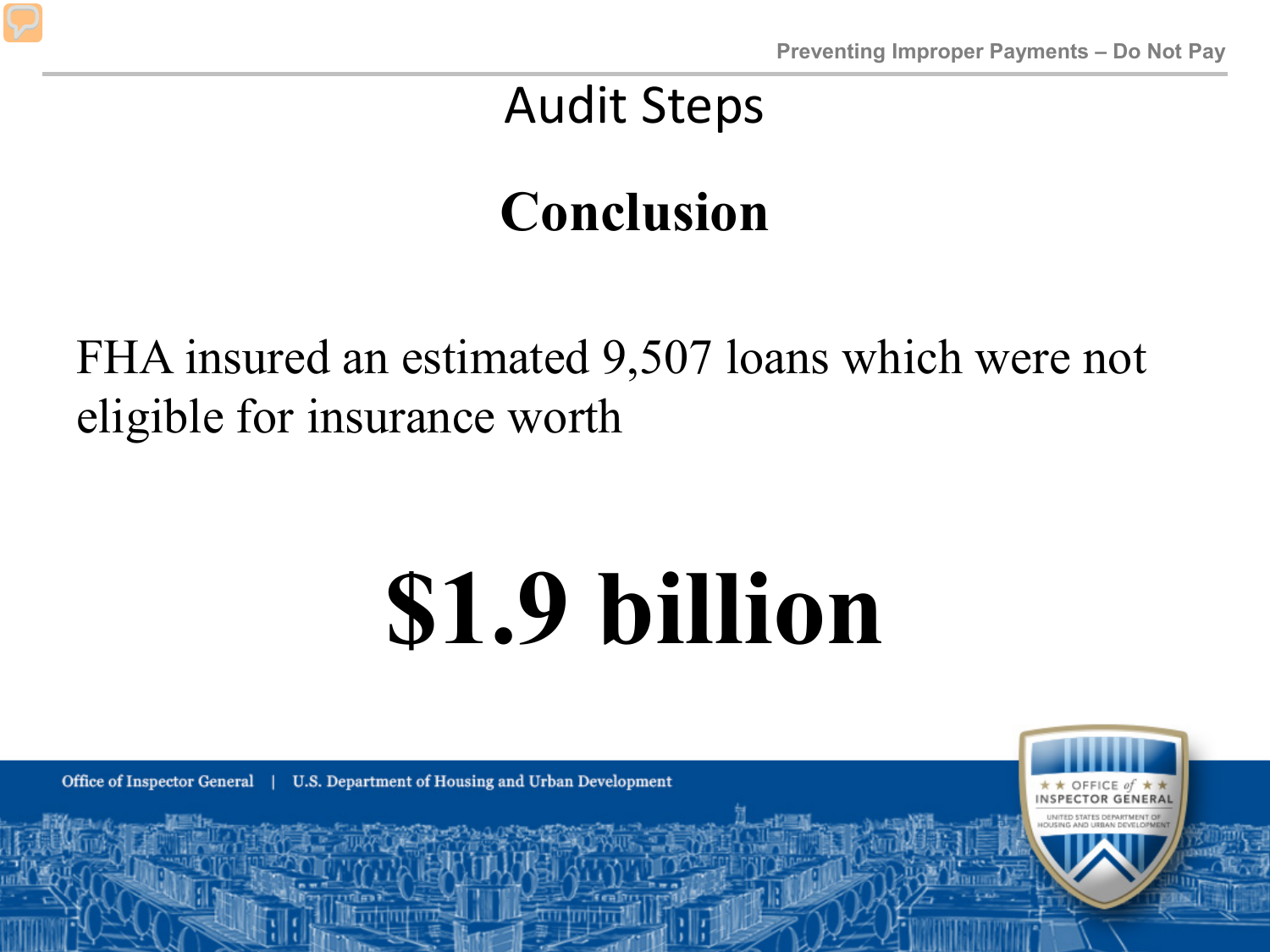# Audit Steps

## Conclusion

FHA insured an estimated 9,507 loans which were not eligible for insurance worth

# $1.9 billion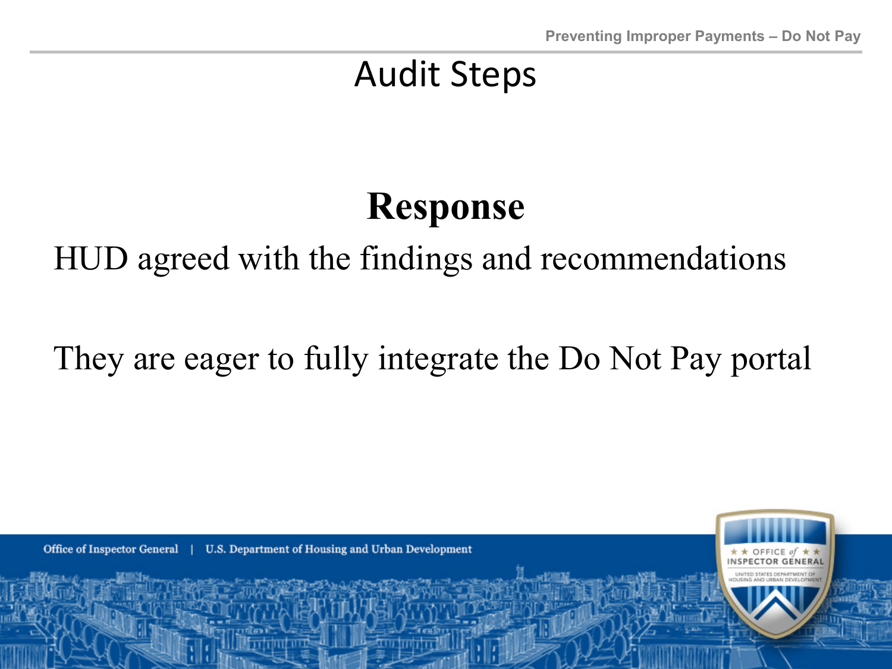# Audit Steps

## Response

HUD agreed with the findings and recommendations

They are eager to fully integrate the Do Not Pay portal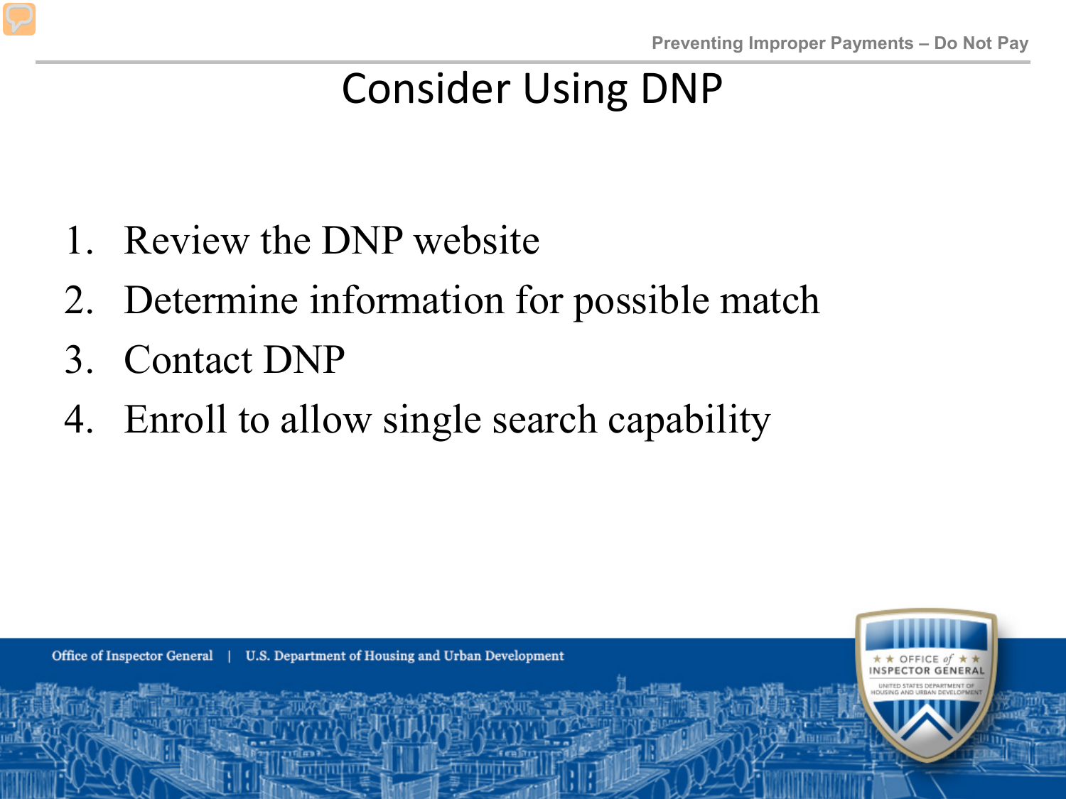# Consider Using DNP

1. Review the DNP website
2. Determine information for possible match
3. Contact DNP
4. Enroll to allow single search capability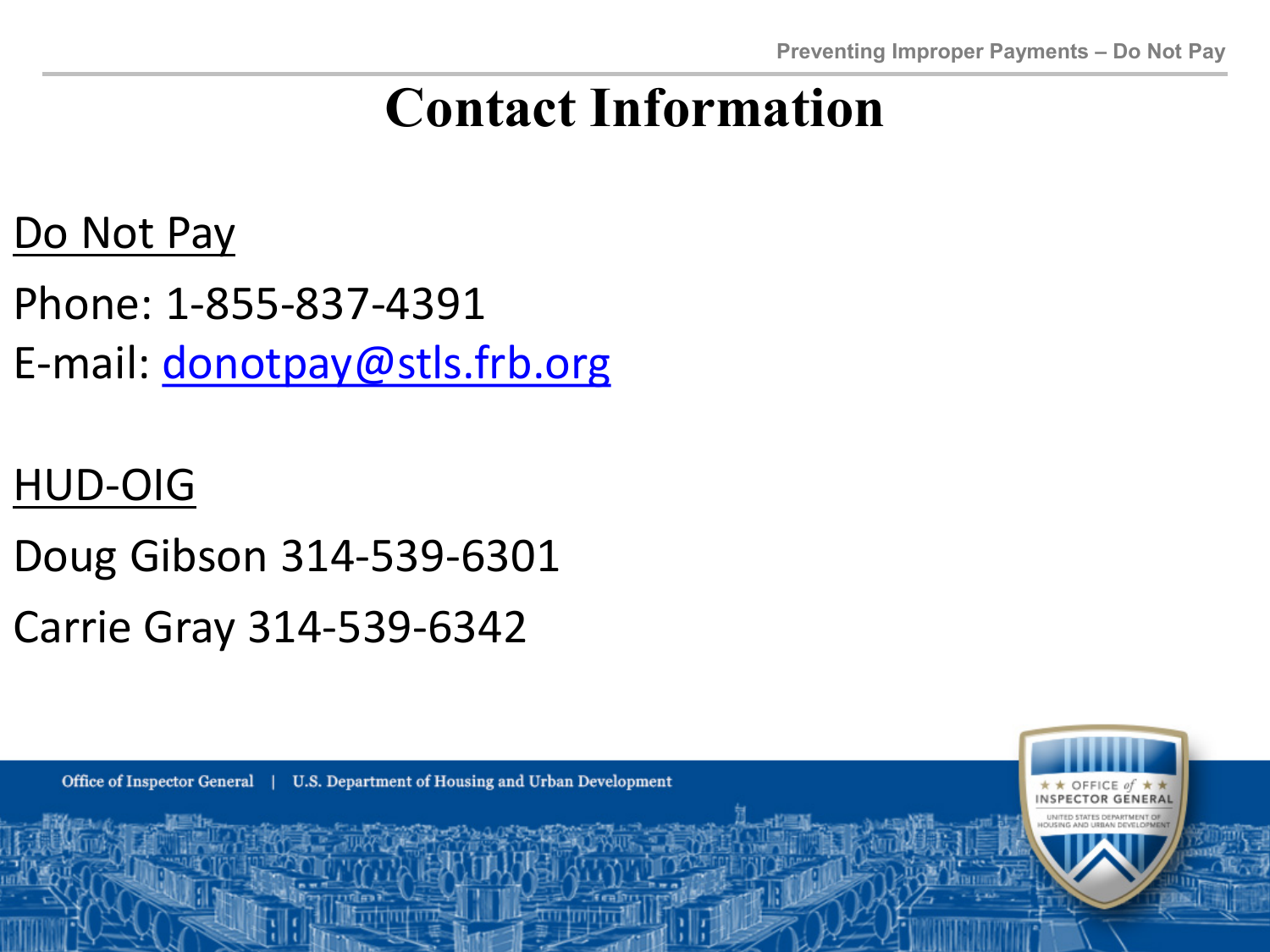# Contact Information

Do Not Pay

Phone: 1-855-837-4391

E-mail: donotpay@stls.frb.org

HUD-OIG

Doug Gibson 314-539-6301

Carrie Gray 314-539-6342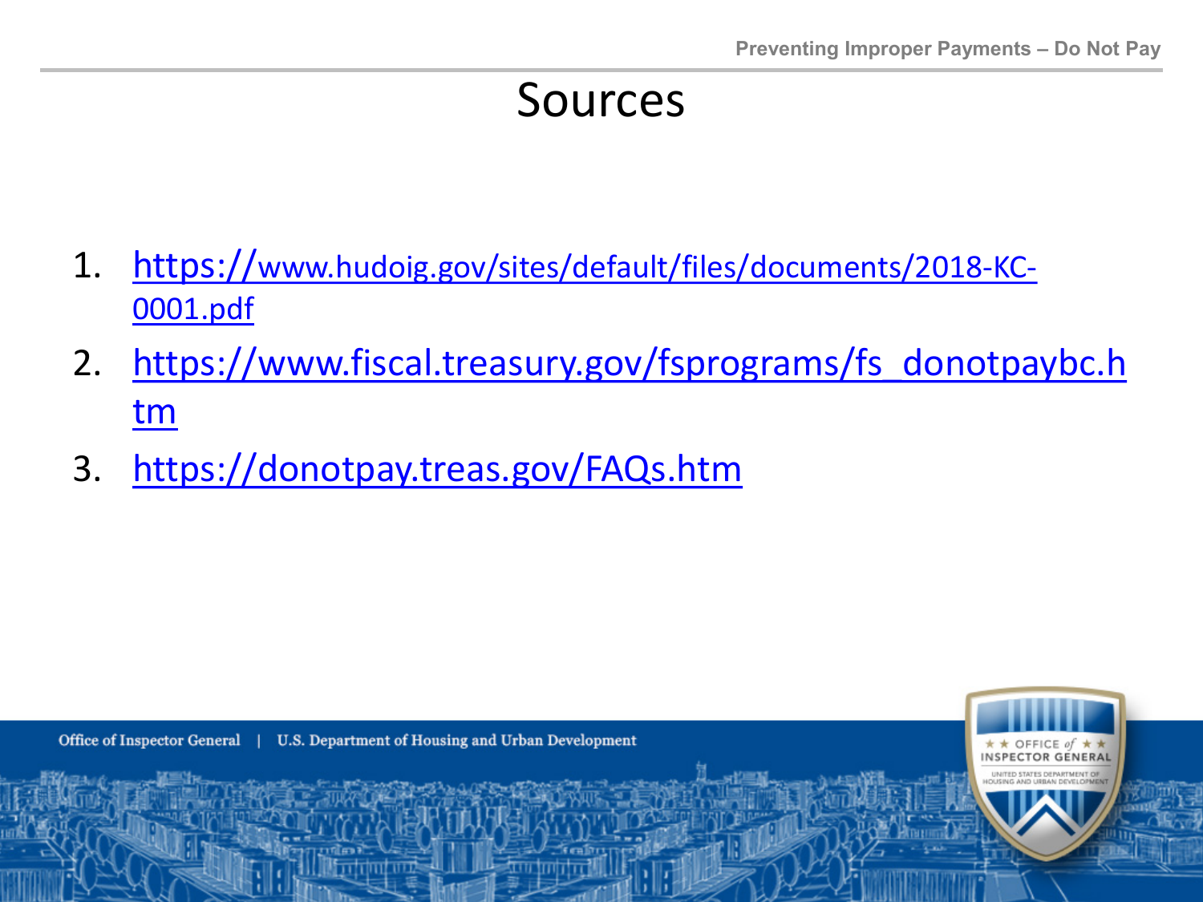# Sources

1. https://www.hudoig.gov/sites/default/files/documents/2018-KC-0001.pdf
2. https://www.fiscal.treasury.gov/fsprograms/fs_donotpaybc.htm
3. https://donotpay.treas.gov/FAQs.htm